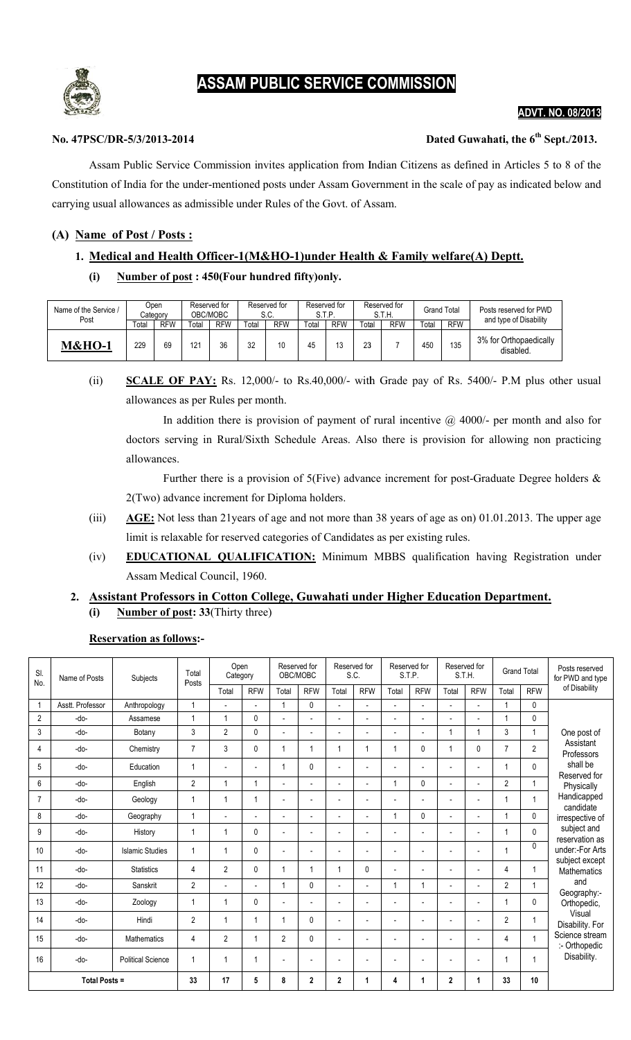# ASSAM PUBLIC SERVICE COMMISSION

**ADVT. NO. 08/2013**

**No. 47PSC/DR-5/3/2013-2014** **Dated Guwahati, the 6th Sept./2013.**

Assam Public Service Commission invites application from Indian Citizens as defined in Articles 5 to 8 of the Constitution of India for the under-mentioned posts under Assam Government in the scale of pay as indicated below and carrying usual allowances as admissible under Rules of the Govt. of Assam.

## (A) Name of Post / Posts :

### 1. Medical and Health Officer-1(M&HO-1)under Health & Family welfare(A) Deptt.

**(i) Number of post : 450(Four hundred fifty)only.**

| Name of the Service / Post | Open Category | | Reserved for OBC/MOBC | | Reserved for S.C. | | Reserved for S.T.P. | | Reserved for S.T.H. | | Grand Total | | Posts reserved for PWD and type of Disability |
|---|---|---|---|---|---|---|---|---|---|---|---|---|---|
| | Total | RFW | Total | RFW | Total | RFW | Total | RFW | Total | RFW | Total | RFW | |
| **M&HO-1** | 229 | 69 | 121 | 36 | 32 | 10 | 45 | 13 | 23 | 7 | 450 | 135 | 3% for Orthopaedically disabled. |

(ii) **SCALE OF PAY:** Rs. 12,000/- to Rs.40,000/- with Grade pay of Rs. 5400/- P.M plus other usual allowances as per Rules per month.

In addition there is provision of payment of rural incentive @ 4000/- per month and also for doctors serving in Rural/Sixth Schedule Areas. Also there is provision for allowing non practicing allowances.

Further there is a provision of 5(Five) advance increment for post-Graduate Degree holders & 2(Two) advance increment for Diploma holders.

(iii) **AGE:** Not less than 21years of age and not more than 38 years of age as on) 01.01.2013. The upper age limit is relaxable for reserved categories of Candidates as per existing rules.

(iv) **EDUCATIONAL QUALIFICATION:** Minimum MBBS qualification having Registration under Assam Medical Council, 1960.

### 2. Assistant Professors in Cotton College, Guwahati under Higher Education Department.

**(i) Number of post:** 33(Thirty three)

**Reservation as follows:-**

| Sl. No. | Name of Posts | Subjects | Total Posts | Open Category | | Reserved for OBC/MOBC | | Reserved for S.C. | | Reserved for S.T.P. | | Reserved for S.T.H. | | Grand Total | | Posts reserved for PWD and type of Disability |
|---|---|---|---|---|---|---|---|---|---|---|---|---|---|---|---|---|
| | | | | Total | RFW | Total | RFW | Total | RFW | Total | RFW | Total | RFW | Total | RFW | |
| 1 | Asstt. Professor | Anthropology | 1 | - | - | 1 | 0 | - | - | - | - | - | - | 1 | 0 | One post of Assistant Professors shall be Reserved for Physically Handicapped candidate irrespective of subject and reservation as under:-For Arts subject except Mathematics and Geography:- Orthopedic, Visual Disability. For Science stream :- Orthopedic Disability. |
| 2 | -do- | Assamese | 1 | 1 | 0 | - | - | - | - | - | - | - | - | 1 | 0 | |
| 3 | -do- | Botany | 3 | 2 | 0 | - | - | - | - | - | - | 1 | 1 | 3 | 1 | |
| 4 | -do- | Chemistry | 7 | 3 | 0 | 1 | 1 | 1 | 1 | 1 | 0 | 1 | 0 | 7 | 2 | |
| 5 | -do- | Education | 1 | - | - | 1 | 0 | - | - | - | - | - | - | 1 | 0 | |
| 6 | -do- | English | 2 | 1 | 1 | - | - | - | - | 1 | 0 | - | - | 2 | 1 | |
| 7 | -do- | Geology | 1 | 1 | 1 | - | - | - | - | - | - | - | - | 1 | 1 | |
| 8 | -do- | Geography | 1 | - | - | - | - | - | - | 1 | 0 | - | - | 1 | 0 | |
| 9 | -do- | History | 1 | 1 | 0 | - | - | - | - | - | - | - | - | 1 | 0 | |
| 10 | -do- | Islamic Studies | 1 | 1 | 0 | - | - | - | - | - | - | - | - | 1 | 0 | |
| 11 | -do- | Statistics | 4 | 2 | 0 | 1 | 1 | 1 | 0 | - | - | - | - | 4 | 1 | |
| 12 | -do- | Sanskrit | 2 | - | - | 1 | 0 | - | - | 1 | 1 | - | - | 2 | 1 | |
| 13 | -do- | Zoology | 1 | 1 | 0 | - | - | - | - | - | - | - | - | 1 | 0 | |
| 14 | -do- | Hindi | 2 | 1 | 1 | 1 | 0 | - | - | - | - | - | - | 2 | 1 | |
| 15 | -do- | Mathematics | 4 | 2 | 1 | 2 | 0 | - | - | - | - | - | - | 4 | 1 | |
| 16 | -do- | Political Science | 1 | 1 | 1 | - | - | - | - | - | - | - | - | 1 | 1 | |
| **Total Posts =** | | | **33** | **17** | **5** | **8** | **2** | **2** | **1** | **4** | **1** | **2** | **1** | **33** | **10** | |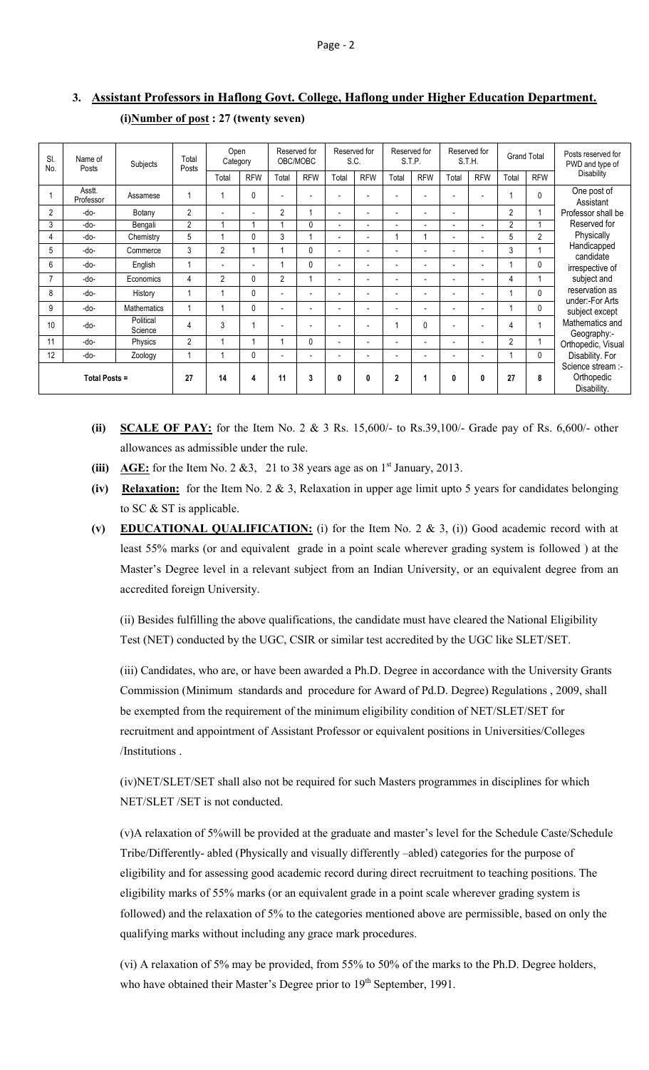### 3. Assistant Professors in Haflong Govt. College, Haflong under Higher Education Department.

**(i)Number of post : 27 (twenty seven)**

| Sl. No. | Name of Posts | Subjects | Total Posts | Open Category | | Reserved for OBC/MOBC | | Reserved for S.C. | | Reserved for S.T.P. | | Reserved for S.T.H. | | Grand Total | | Posts reserved for PWD and type of Disability |
|---|---|---|---|---|---|---|---|---|---|---|---|---|---|---|---|---|
| | | | | Total | RFW | Total | RFW | Total | RFW | Total | RFW | Total | RFW | Total | RFW | |
| 1 | Asstt. Professor | Assamese | 1 | 1 | 0 | - | - | - | - | - | - | - | - | 1 | 0 | One post of Assistant Professor shall be Reserved for Physically Handicapped candidate irrespective of subject and reservation as under:-For Arts subject except Mathematics and Geography:- Orthopedic, Visual Disability. For Science stream :- Orthopedic Disability. |
| 2 | -do- | Botany | 2 | - | - | 2 | 1 | - | - | - | - | - | | 2 | 1 | |
| 3 | -do- | Bengali | 2 | 1 | 1 | 1 | 0 | - | - | - | - | - | - | 2 | 1 | |
| 4 | -do- | Chemistry | 5 | 1 | 0 | 3 | 1 | - | - | 1 | 1 | - | - | 5 | 2 | |
| 5 | -do- | Commerce | 3 | 2 | 1 | 1 | 0 | - | - | - | - | - | - | 3 | 1 | |
| 6 | -do- | English | 1 | - | - | 1 | 0 | - | - | - | - | - | - | 1 | 0 | |
| 7 | -do- | Economics | 4 | 2 | 0 | 2 | 1 | - | - | - | - | - | - | 4 | 1 | |
| 8 | -do- | History | 1 | 1 | 0 | - | - | - | - | - | - | - | - | 1 | 0 | |
| 9 | -do- | Mathematics | 1 | 1 | 0 | - | - | - | - | - | - | - | - | 1 | 0 | |
| 10 | -do- | Political Science | 4 | 3 | 1 | - | - | - | - | 1 | 0 | - | - | 4 | 1 | |
| 11 | -do- | Physics | 2 | 1 | 1 | 1 | 0 | - | - | - | - | - | - | 2 | 1 | |
| 12 | -do- | Zoology | 1 | 1 | 0 | - | - | - | - | - | - | - | - | 1 | 0 | |
| Total Posts = | | | 27 | 14 | 4 | 11 | 3 | 0 | 0 | 2 | 1 | 0 | 0 | 27 | 8 | |

**(ii) SCALE OF PAY:** for the Item No. 2 & 3 Rs. 15,600/- to Rs.39,100/- Grade pay of Rs. 6,600/- other allowances as admissible under the rule.

**(iii) AGE:** for the Item No. 2 &3, 21 to 38 years age as on 1st January, 2013.

**(iv) Relaxation:** for the Item No. 2 & 3, Relaxation in upper age limit upto 5 years for candidates belonging to SC & ST is applicable.

**(v) EDUCATIONAL QUALIFICATION:** (i) for the Item No. 2 & 3, (i)) Good academic record with at least 55% marks (or and equivalent grade in a point scale wherever grading system is followed ) at the Master's Degree level in a relevant subject from an Indian University, or an equivalent degree from an accredited foreign University.

(ii) Besides fulfilling the above qualifications, the candidate must have cleared the National Eligibility Test (NET) conducted by the UGC, CSIR or similar test accredited by the UGC like SLET/SET.

(iii) Candidates, who are, or have been awarded a Ph.D. Degree in accordance with the University Grants Commission (Minimum standards and procedure for Award of Pd.D. Degree) Regulations , 2009, shall be exempted from the requirement of the minimum eligibility condition of NET/SLET/SET for recruitment and appointment of Assistant Professor or equivalent positions in Universities/Colleges /Institutions .

(iv)NET/SLET/SET shall also not be required for such Masters programmes in disciplines for which NET/SLET /SET is not conducted.

(v)A relaxation of 5%will be provided at the graduate and master's level for the Schedule Caste/Schedule Tribe/Differently- abled (Physically and visually differently –abled) categories for the purpose of eligibility and for assessing good academic record during direct recruitment to teaching positions. The eligibility marks of 55% marks (or an equivalent grade in a point scale wherever grading system is followed) and the relaxation of 5% to the categories mentioned above are permissible, based on only the qualifying marks without including any grace mark procedures.

(vi) A relaxation of 5% may be provided, from 55% to 50% of the marks to the Ph.D. Degree holders, who have obtained their Master's Degree prior to 19th September, 1991.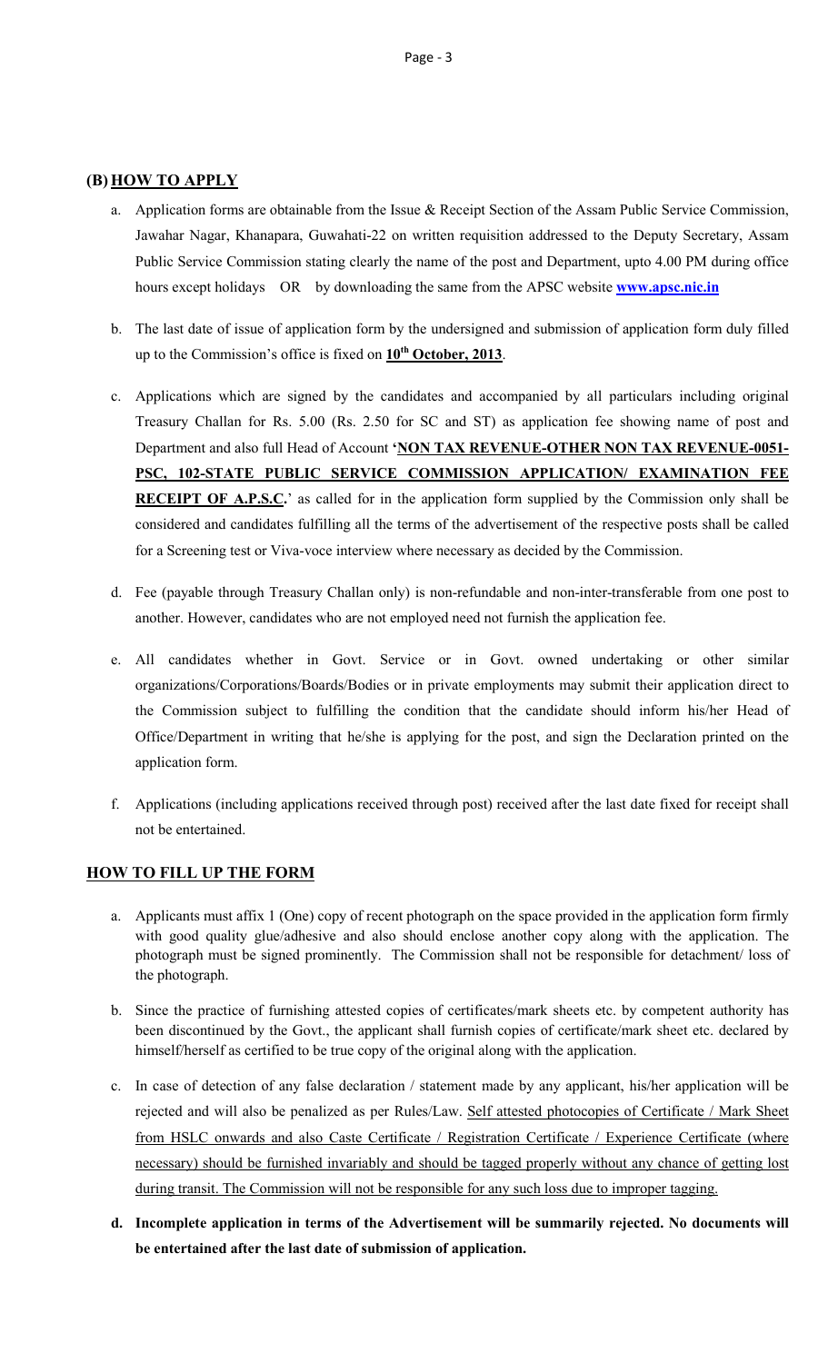## (B) HOW TO APPLY

a. Application forms are obtainable from the Issue & Receipt Section of the Assam Public Service Commission, Jawahar Nagar, Khanapara, Guwahati-22 on written requisition addressed to the Deputy Secretary, Assam Public Service Commission stating clearly the name of the post and Department, upto 4.00 PM during office hours except holidays OR by downloading the same from the APSC website **www.apsc.nic.in**

b. The last date of issue of application form by the undersigned and submission of application form duly filled up to the Commission's office is fixed on **10th October, 2013**.

c. Applications which are signed by the candidates and accompanied by all particulars including original Treasury Challan for Rs. 5.00 (Rs. 2.50 for SC and ST) as application fee showing name of post and Department and also full Head of Account **'NON TAX REVENUE-OTHER NON TAX REVENUE-0051-PSC, 102-STATE PUBLIC SERVICE COMMISSION APPLICATION/ EXAMINATION FEE RECEIPT OF A.P.S.C.'** as called for in the application form supplied by the Commission only shall be considered and candidates fulfilling all the terms of the advertisement of the respective posts shall be called for a Screening test or Viva-voce interview where necessary as decided by the Commission.

d. Fee (payable through Treasury Challan only) is non-refundable and non-inter-transferable from one post to another. However, candidates who are not employed need not furnish the application fee.

e. All candidates whether in Govt. Service or in Govt. owned undertaking or other similar organizations/Corporations/Boards/Bodies or in private employments may submit their application direct to the Commission subject to fulfilling the condition that the candidate should inform his/her Head of Office/Department in writing that he/she is applying for the post, and sign the Declaration printed on the application form.

f. Applications (including applications received through post) received after the last date fixed for receipt shall not be entertained.

## HOW TO FILL UP THE FORM

a. Applicants must affix 1 (One) copy of recent photograph on the space provided in the application form firmly with good quality glue/adhesive and also should enclose another copy along with the application. The photograph must be signed prominently. The Commission shall not be responsible for detachment/ loss of the photograph.

b. Since the practice of furnishing attested copies of certificates/mark sheets etc. by competent authority has been discontinued by the Govt., the applicant shall furnish copies of certificate/mark sheet etc. declared by himself/herself as certified to be true copy of the original along with the application.

c. In case of detection of any false declaration / statement made by any applicant, his/her application will be rejected and will also be penalized as per Rules/Law. Self attested photocopies of Certificate / Mark Sheet from HSLC onwards and also Caste Certificate / Registration Certificate / Experience Certificate (where necessary) should be furnished invariably and should be tagged properly without any chance of getting lost during transit. The Commission will not be responsible for any such loss due to improper tagging.

**d. Incomplete application in terms of the Advertisement will be summarily rejected. No documents will be entertained after the last date of submission of application.**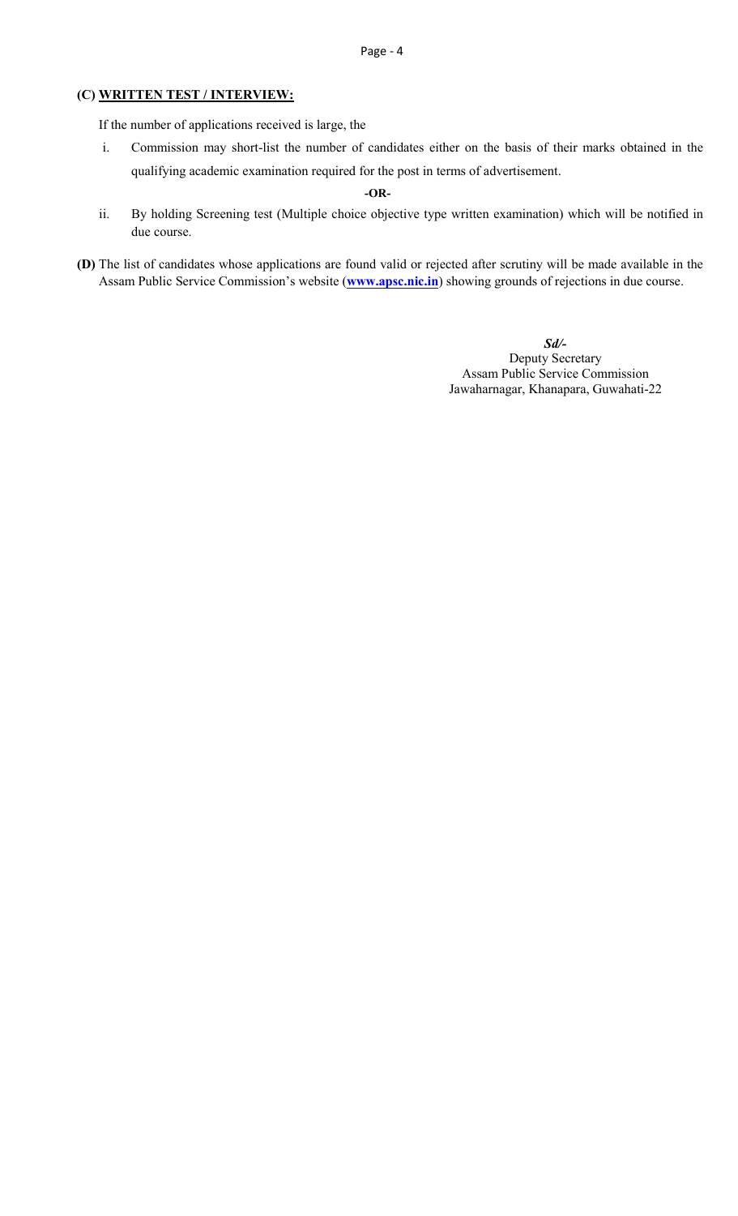**(C) WRITTEN TEST / INTERVIEW:**

If the number of applications received is large, the

i. Commission may short-list the number of candidates either on the basis of their marks obtained in the qualifying academic examination required for the post in terms of advertisement.

**-OR-**

ii. By holding Screening test (Multiple choice objective type written examination) which will be notified in due course.

**(D)** The list of candidates whose applications are found valid or rejected after scrutiny will be made available in the Assam Public Service Commission's website (**www.apsc.nic.in**) showing grounds of rejections in due course.

***Sd/-***
Deputy Secretary
Assam Public Service Commission
Jawaharnagar, Khanapara, Guwahati-22